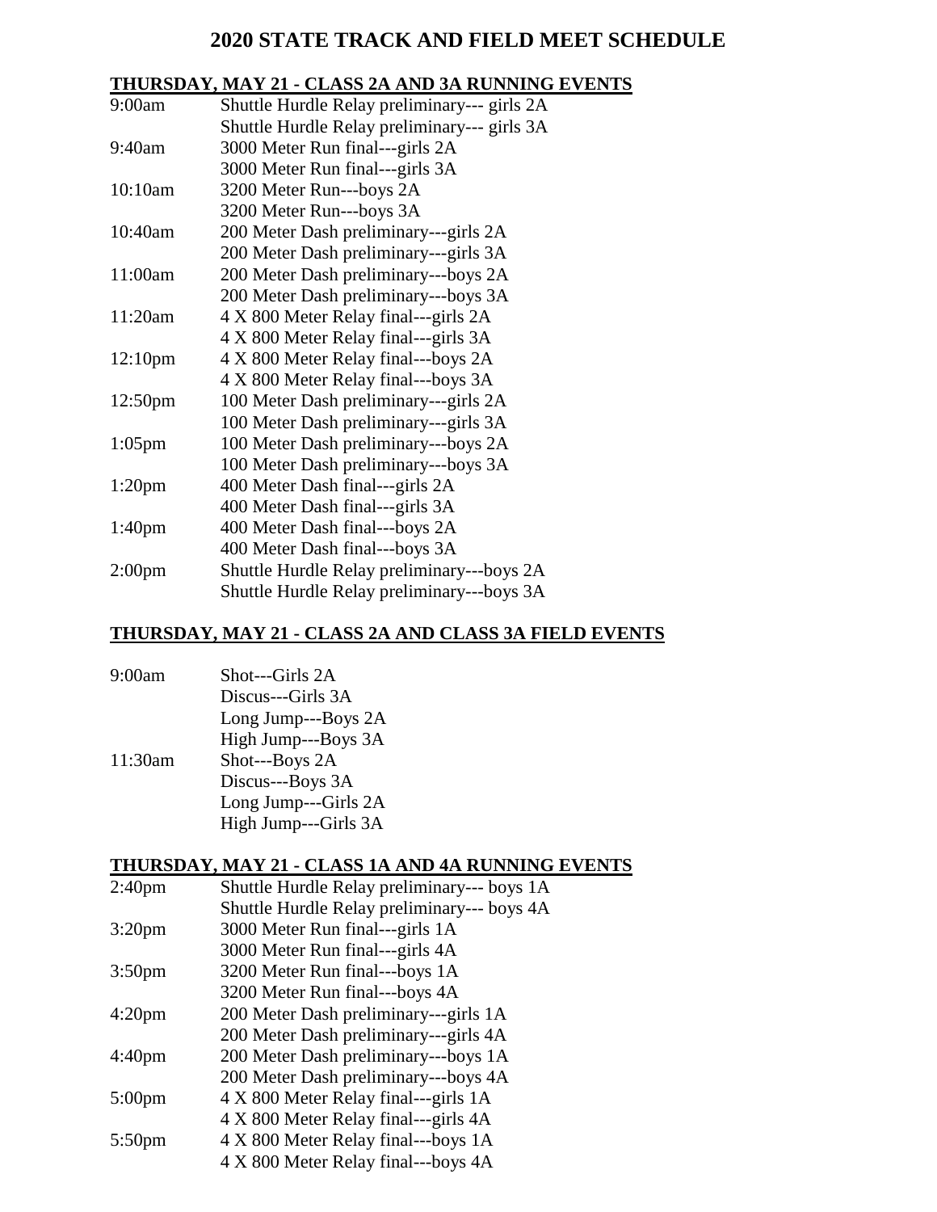# 2020 STATE TRACK AND FIELD MEET SCHEDULE

## THURSDAY, MAY 21 - CLASS 2A AND 3A RUNNING EVENTS

| | |
|---|---|
| 9:00am | Shuttle Hurdle Relay preliminary--- girls 2A |
| | Shuttle Hurdle Relay preliminary--- girls 3A |
| 9:40am | 3000 Meter Run final---girls 2A |
| | 3000 Meter Run final---girls 3A |
| 10:10am | 3200 Meter Run---boys 2A |
| | 3200 Meter Run---boys 3A |
| 10:40am | 200 Meter Dash preliminary---girls 2A |
| | 200 Meter Dash preliminary---girls 3A |
| 11:00am | 200 Meter Dash preliminary---boys 2A |
| | 200 Meter Dash preliminary---boys 3A |
| 11:20am | 4 X 800 Meter Relay final---girls 2A |
| | 4 X 800 Meter Relay final---girls 3A |
| 12:10pm | 4 X 800 Meter Relay final---boys 2A |
| | 4 X 800 Meter Relay final---boys 3A |
| 12:50pm | 100 Meter Dash preliminary---girls 2A |
| | 100 Meter Dash preliminary---girls 3A |
| 1:05pm | 100 Meter Dash preliminary---boys 2A |
| | 100 Meter Dash preliminary---boys 3A |
| 1:20pm | 400 Meter Dash final---girls 2A |
| | 400 Meter Dash final---girls 3A |
| 1:40pm | 400 Meter Dash final---boys 2A |
| | 400 Meter Dash final---boys 3A |
| 2:00pm | Shuttle Hurdle Relay preliminary---boys 2A |
| | Shuttle Hurdle Relay preliminary---boys 3A |

## THURSDAY, MAY 21 - CLASS 2A AND CLASS 3A FIELD EVENTS

| | |
|---|---|
| 9:00am | Shot---Girls 2A |
| | Discus---Girls 3A |
| | Long Jump---Boys 2A |
| | High Jump---Boys 3A |
| 11:30am | Shot---Boys 2A |
| | Discus---Boys 3A |
| | Long Jump---Girls 2A |
| | High Jump---Girls 3A |

## THURSDAY, MAY 21 - CLASS 1A AND 4A RUNNING EVENTS

| | |
|---|---|
| 2:40pm | Shuttle Hurdle Relay preliminary--- boys 1A |
| | Shuttle Hurdle Relay preliminary--- boys 4A |
| 3:20pm | 3000 Meter Run final---girls 1A |
| | 3000 Meter Run final---girls 4A |
| 3:50pm | 3200 Meter Run final---boys 1A |
| | 3200 Meter Run final---boys 4A |
| 4:20pm | 200 Meter Dash preliminary---girls 1A |
| | 200 Meter Dash preliminary---girls 4A |
| 4:40pm | 200 Meter Dash preliminary---boys 1A |
| | 200 Meter Dash preliminary---boys 4A |
| 5:00pm | 4 X 800 Meter Relay final---girls 1A |
| | 4 X 800 Meter Relay final---girls 4A |
| 5:50pm | 4 X 800 Meter Relay final---boys 1A |
| | 4 X 800 Meter Relay final---boys 4A |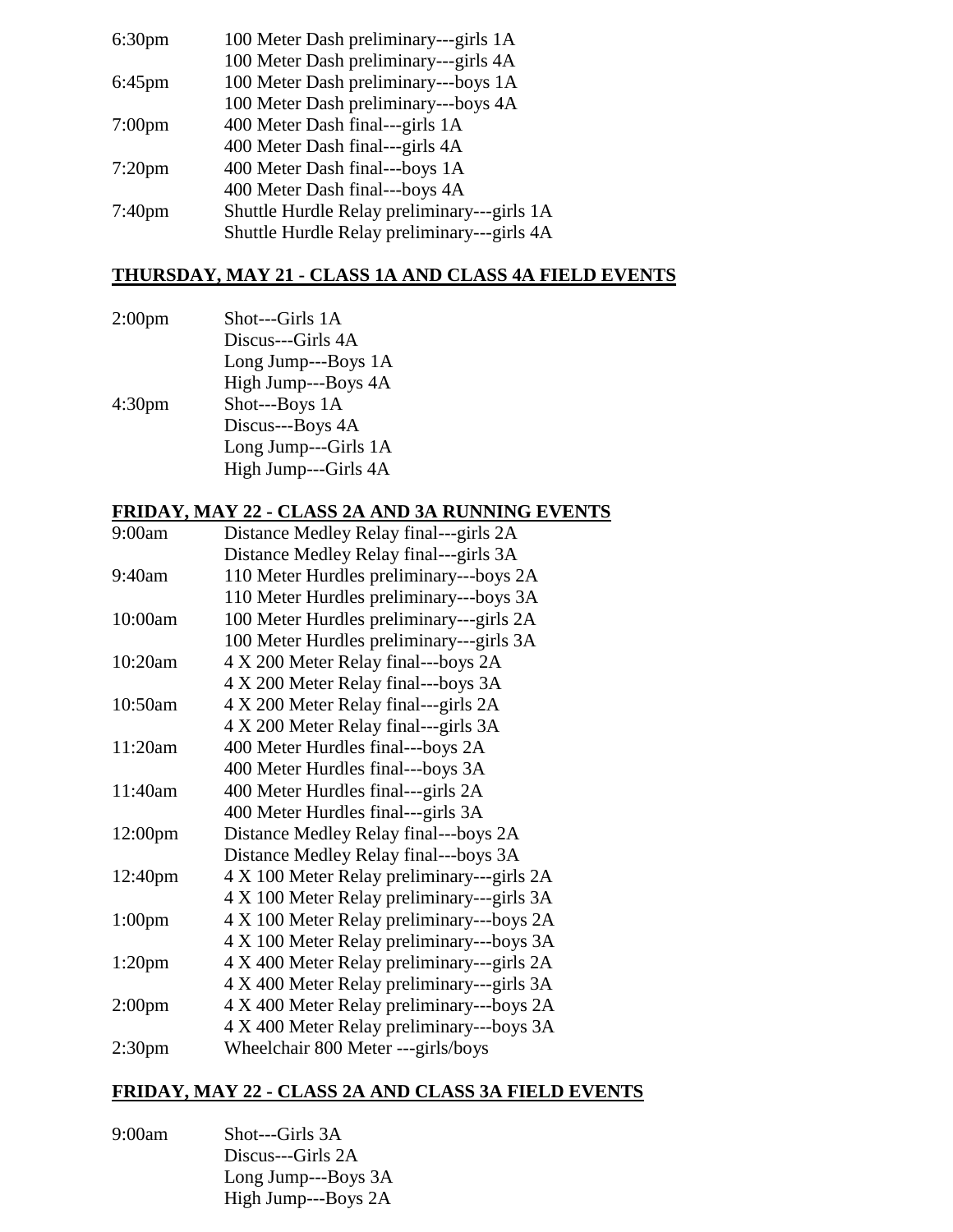| | |
|---|---|
| 6:30pm | 100 Meter Dash preliminary---girls 1A |
| | 100 Meter Dash preliminary---girls 4A |
| 6:45pm | 100 Meter Dash preliminary---boys 1A |
| | 100 Meter Dash preliminary---boys 4A |
| 7:00pm | 400 Meter Dash final---girls 1A |
| | 400 Meter Dash final---girls 4A |
| 7:20pm | 400 Meter Dash final---boys 1A |
| | 400 Meter Dash final---boys 4A |
| 7:40pm | Shuttle Hurdle Relay preliminary---girls 1A |
| | Shuttle Hurdle Relay preliminary---girls 4A |

## THURSDAY, MAY 21 - CLASS 1A AND CLASS 4A FIELD EVENTS

| | |
|---|---|
| 2:00pm | Shot---Girls 1A |
| | Discus---Girls 4A |
| | Long Jump---Boys 1A |
| | High Jump---Boys 4A |
| 4:30pm | Shot---Boys 1A |
| | Discus---Boys 4A |
| | Long Jump---Girls 1A |
| | High Jump---Girls 4A |

## FRIDAY, MAY 22 - CLASS 2A AND 3A RUNNING EVENTS

| | |
|---|---|
| 9:00am | Distance Medley Relay final---girls 2A |
| | Distance Medley Relay final---girls 3A |
| 9:40am | 110 Meter Hurdles preliminary---boys 2A |
| | 110 Meter Hurdles preliminary---boys 3A |
| 10:00am | 100 Meter Hurdles preliminary---girls 2A |
| | 100 Meter Hurdles preliminary---girls 3A |
| 10:20am | 4 X 200 Meter Relay final---boys 2A |
| | 4 X 200 Meter Relay final---boys 3A |
| 10:50am | 4 X 200 Meter Relay final---girls 2A |
| | 4 X 200 Meter Relay final---girls 3A |
| 11:20am | 400 Meter Hurdles final---boys 2A |
| | 400 Meter Hurdles final---boys 3A |
| 11:40am | 400 Meter Hurdles final---girls 2A |
| | 400 Meter Hurdles final---girls 3A |
| 12:00pm | Distance Medley Relay final---boys 2A |
| | Distance Medley Relay final---boys 3A |
| 12:40pm | 4 X 100 Meter Relay preliminary---girls 2A |
| | 4 X 100 Meter Relay preliminary---girls 3A |
| 1:00pm | 4 X 100 Meter Relay preliminary---boys 2A |
| | 4 X 100 Meter Relay preliminary---boys 3A |
| 1:20pm | 4 X 400 Meter Relay preliminary---girls 2A |
| | 4 X 400 Meter Relay preliminary---girls 3A |
| 2:00pm | 4 X 400 Meter Relay preliminary---boys 2A |
| | 4 X 400 Meter Relay preliminary---boys 3A |
| 2:30pm | Wheelchair 800 Meter ---girls/boys |

## FRIDAY, MAY 22 - CLASS 2A AND CLASS 3A FIELD EVENTS

| | |
|---|---|
| 9:00am | Shot---Girls 3A |
| | Discus---Girls 2A |
| | Long Jump---Boys 3A |
| | High Jump---Boys 2A |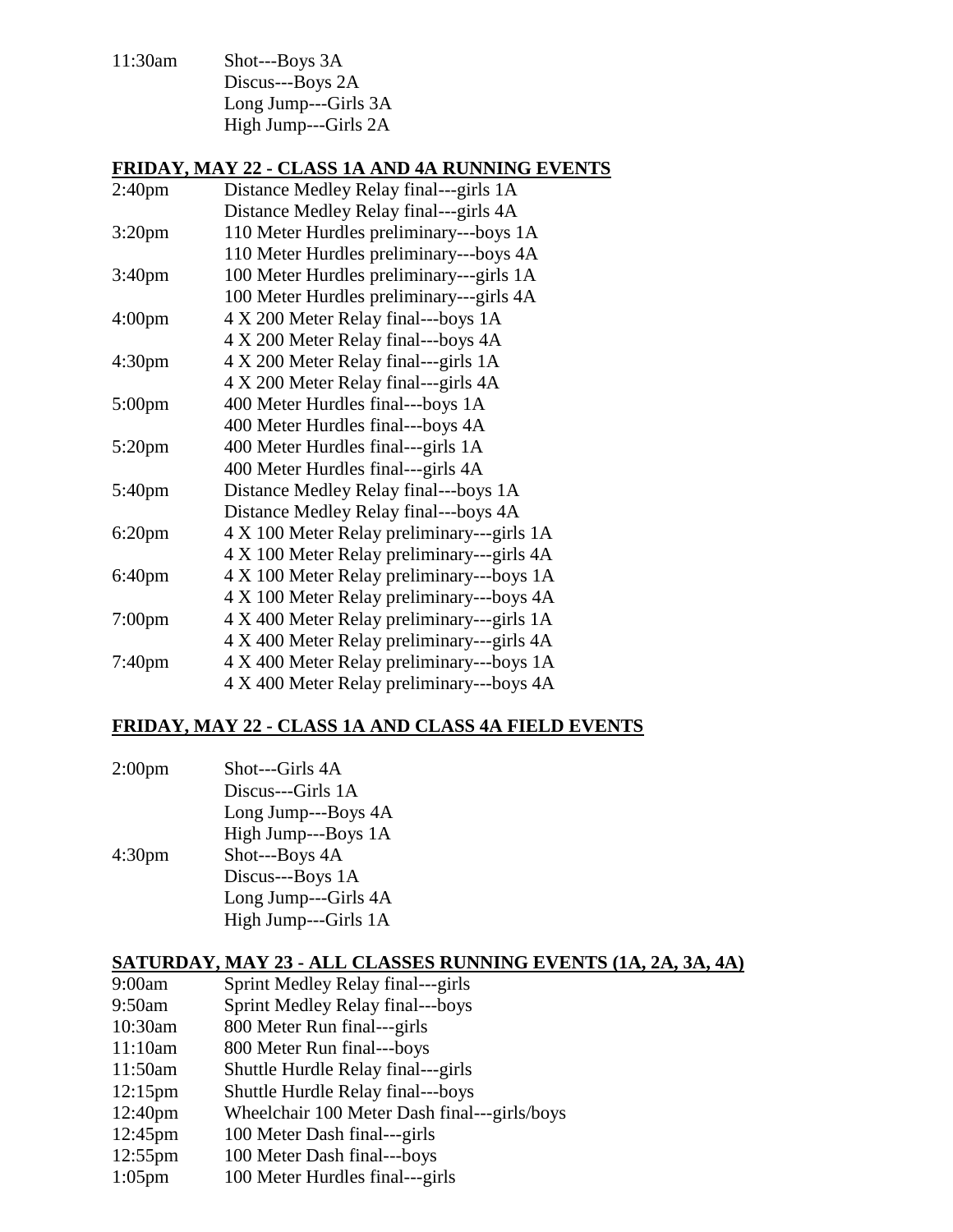| | |
|---|---|
| 11:30am | Shot---Boys 3A |
| | Discus---Boys 2A |
| | Long Jump---Girls 3A |
| | High Jump---Girls 2A |

## FRIDAY, MAY 22 - CLASS 1A AND 4A RUNNING EVENTS

| | |
|---|---|
| 2:40pm | Distance Medley Relay final---girls 1A |
| | Distance Medley Relay final---girls 4A |
| 3:20pm | 110 Meter Hurdles preliminary---boys 1A |
| | 110 Meter Hurdles preliminary---boys 4A |
| 3:40pm | 100 Meter Hurdles preliminary---girls 1A |
| | 100 Meter Hurdles preliminary---girls 4A |
| 4:00pm | 4 X 200 Meter Relay final---boys 1A |
| | 4 X 200 Meter Relay final---boys 4A |
| 4:30pm | 4 X 200 Meter Relay final---girls 1A |
| | 4 X 200 Meter Relay final---girls 4A |
| 5:00pm | 400 Meter Hurdles final---boys 1A |
| | 400 Meter Hurdles final---boys 4A |
| 5:20pm | 400 Meter Hurdles final---girls 1A |
| | 400 Meter Hurdles final---girls 4A |
| 5:40pm | Distance Medley Relay final---boys 1A |
| | Distance Medley Relay final---boys 4A |
| 6:20pm | 4 X 100 Meter Relay preliminary---girls 1A |
| | 4 X 100 Meter Relay preliminary---girls 4A |
| 6:40pm | 4 X 100 Meter Relay preliminary---boys 1A |
| | 4 X 100 Meter Relay preliminary---boys 4A |
| 7:00pm | 4 X 400 Meter Relay preliminary---girls 1A |
| | 4 X 400 Meter Relay preliminary---girls 4A |
| 7:40pm | 4 X 400 Meter Relay preliminary---boys 1A |
| | 4 X 400 Meter Relay preliminary---boys 4A |

## FRIDAY, MAY 22 - CLASS 1A AND CLASS 4A FIELD EVENTS

| | |
|---|---|
| 2:00pm | Shot---Girls 4A |
| | Discus---Girls 1A |
| | Long Jump---Boys 4A |
| | High Jump---Boys 1A |
| 4:30pm | Shot---Boys 4A |
| | Discus---Boys 1A |
| | Long Jump---Girls 4A |
| | High Jump---Girls 1A |

## SATURDAY, MAY 23 - ALL CLASSES RUNNING EVENTS (1A, 2A, 3A, 4A)

| | |
|---|---|
| 9:00am | Sprint Medley Relay final---girls |
| 9:50am | Sprint Medley Relay final---boys |
| 10:30am | 800 Meter Run final---girls |
| 11:10am | 800 Meter Run final---boys |
| 11:50am | Shuttle Hurdle Relay final---girls |
| 12:15pm | Shuttle Hurdle Relay final---boys |
| 12:40pm | Wheelchair 100 Meter Dash final---girls/boys |
| 12:45pm | 100 Meter Dash final---girls |
| 12:55pm | 100 Meter Dash final---boys |
| 1:05pm | 100 Meter Hurdles final---girls |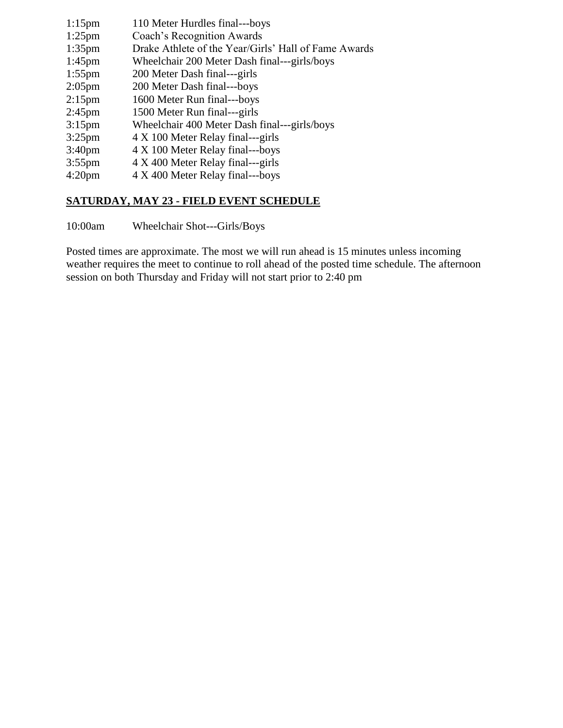| | |
|---|---|
| 1:15pm | 110 Meter Hurdles final---boys |
| 1:25pm | Coach's Recognition Awards |
| 1:35pm | Drake Athlete of the Year/Girls' Hall of Fame Awards |
| 1:45pm | Wheelchair 200 Meter Dash final---girls/boys |
| 1:55pm | 200 Meter Dash final---girls |
| 2:05pm | 200 Meter Dash final---boys |
| 2:15pm | 1600 Meter Run final---boys |
| 2:45pm | 1500 Meter Run final---girls |
| 3:15pm | Wheelchair 400 Meter Dash final---girls/boys |
| 3:25pm | 4 X 100 Meter Relay final---girls |
| 3:40pm | 4 X 100 Meter Relay final---boys |
| 3:55pm | 4 X 400 Meter Relay final---girls |
| 4:20pm | 4 X 400 Meter Relay final---boys |

**SATURDAY, MAY 23 - FIELD EVENT SCHEDULE**

10:00am Wheelchair Shot---Girls/Boys

Posted times are approximate. The most we will run ahead is 15 minutes unless incoming weather requires the meet to continue to roll ahead of the posted time schedule. The afternoon session on both Thursday and Friday will not start prior to 2:40 pm